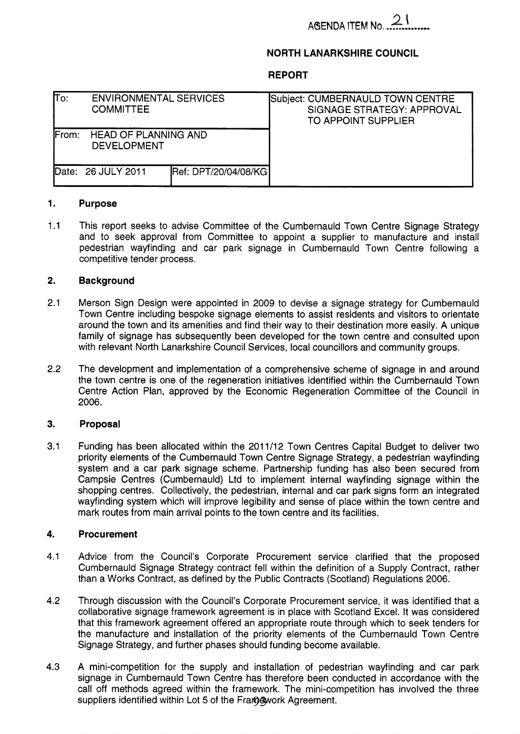AGENDA ITEM No. 21

**NORTH LANARKSHIRE COUNCIL**

**REPORT**

| To: ENVIRONMENTAL SERVICES COMMITTEE | | Subject: CUMBERNAULD TOWN CENTRE SIGNAGE STRATEGY: APPROVAL TO APPOINT SUPPLIER |
|---|---|---|
| From: HEAD OF PLANNING AND DEVELOPMENT | | |
| Date: 26 JULY 2011 | Ref: DPT/20/04/08/KG | |

## 1. Purpose

1.1 This report seeks to advise Committee of the Cumbernauld Town Centre Signage Strategy and to seek approval from Committee to appoint a supplier to manufacture and install pedestrian wayfinding and car park signage in Cumbernauld Town Centre following a competitive tender process.

## 2. Background

2.1 Merson Sign Design were appointed in 2009 to devise a signage strategy for Cumbernauld Town Centre including bespoke signage elements to assist residents and visitors to orientate around the town and its amenities and find their way to their destination more easily. A unique family of signage has subsequently been developed for the town centre and consulted upon with relevant North Lanarkshire Council Services, local councillors and community groups.

2.2 The development and implementation of a comprehensive scheme of signage in and around the town centre is one of the regeneration initiatives identified within the Cumbernauld Town Centre Action Plan, approved by the Economic Regeneration Committee of the Council in 2006.

## 3. Proposal

3.1 Funding has been allocated within the 2011/12 Town Centres Capital Budget to deliver two priority elements of the Cumbernauld Town Centre Signage Strategy, a pedestrian wayfinding system and a car park signage scheme. Partnership funding has also been secured from Campsie Centres (Cumbernauld) Ltd to implement internal wayfinding signage within the shopping centres. Collectively, the pedestrian, internal and car park signs form an integrated wayfinding system which will improve legibility and sense of place within the town centre and mark routes from main arrival points to the town centre and its facilities.

## 4. Procurement

4.1 Advice from the Council's Corporate Procurement service clarified that the proposed Cumbernauld Signage Strategy contract fell within the definition of a Supply Contract, rather than a Works Contract, as defined by the Public Contracts (Scotland) Regulations 2006.

4.2 Through discussion with the Council's Corporate Procurement service, it was identified that a collaborative signage framework agreement is in place with Scotland Excel. It was considered that this framework agreement offered an appropriate route through which to seek tenders for the manufacture and installation of the priority elements of the Cumbernauld Town Centre Signage Strategy, and further phases should funding become available.

4.3 A mini-competition for the supply and installation of pedestrian wayfinding and car park signage in Cumbernauld Town Centre has therefore been conducted in accordance with the call off methods agreed within the framework. The mini-competition has involved the three suppliers identified within Lot 5 of the Framework Agreement.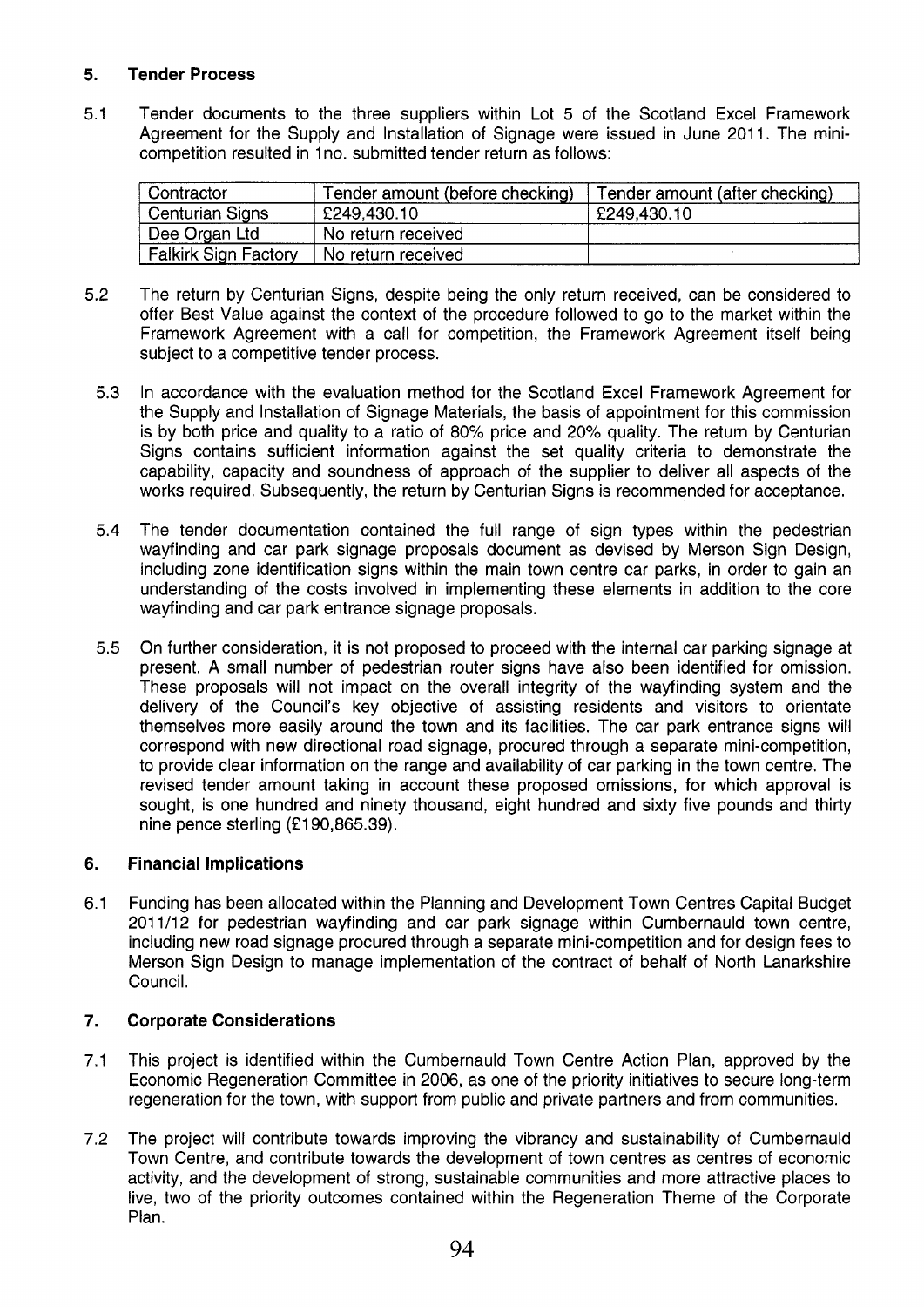## 5. Tender Process

5.1 Tender documents to the three suppliers within Lot 5 of the Scotland Excel Framework Agreement for the Supply and Installation of Signage were issued in June 2011. The mini-competition resulted in 1no. submitted tender return as follows:

| Contractor | Tender amount (before checking) | Tender amount (after checking) |
|---|---|---|
| Centurian Signs | £249,430.10 | £249,430.10 |
| Dee Organ Ltd | No return received | |
| Falkirk Sign Factory | No return received | |

5.2 The return by Centurian Signs, despite being the only return received, can be considered to offer Best Value against the context of the procedure followed to go to the market within the Framework Agreement with a call for competition, the Framework Agreement itself being subject to a competitive tender process.

5.3 In accordance with the evaluation method for the Scotland Excel Framework Agreement for the Supply and Installation of Signage Materials, the basis of appointment for this commission is by both price and quality to a ratio of 80% price and 20% quality. The return by Centurian Signs contains sufficient information against the set quality criteria to demonstrate the capability, capacity and soundness of approach of the supplier to deliver all aspects of the works required. Subsequently, the return by Centurian Signs is recommended for acceptance.

5.4 The tender documentation contained the full range of sign types within the pedestrian wayfinding and car park signage proposals document as devised by Merson Sign Design, including zone identification signs within the main town centre car parks, in order to gain an understanding of the costs involved in implementing these elements in addition to the core wayfinding and car park entrance signage proposals.

5.5 On further consideration, it is not proposed to proceed with the internal car parking signage at present. A small number of pedestrian router signs have also been identified for omission. These proposals will not impact on the overall integrity of the wayfinding system and the delivery of the Council's key objective of assisting residents and visitors to orientate themselves more easily around the town and its facilities. The car park entrance signs will correspond with new directional road signage, procured through a separate mini-competition, to provide clear information on the range and availability of car parking in the town centre. The revised tender amount taking in account these proposed omissions, for which approval is sought, is one hundred and ninety thousand, eight hundred and sixty five pounds and thirty nine pence sterling (£190,865.39).

## 6. Financial Implications

6.1 Funding has been allocated within the Planning and Development Town Centres Capital Budget 2011/12 for pedestrian wayfinding and car park signage within Cumbernauld town centre, including new road signage procured through a separate mini-competition and for design fees to Merson Sign Design to manage implementation of the contract of behalf of North Lanarkshire Council.

## 7. Corporate Considerations

7.1 This project is identified within the Cumbernauld Town Centre Action Plan, approved by the Economic Regeneration Committee in 2006, as one of the priority initiatives to secure long-term regeneration for the town, with support from public and private partners and from communities.

7.2 The project will contribute towards improving the vibrancy and sustainability of Cumbernauld Town Centre, and contribute towards the development of town centres as centres of economic activity, and the development of strong, sustainable communities and more attractive places to live, two of the priority outcomes contained within the Regeneration Theme of the Corporate Plan.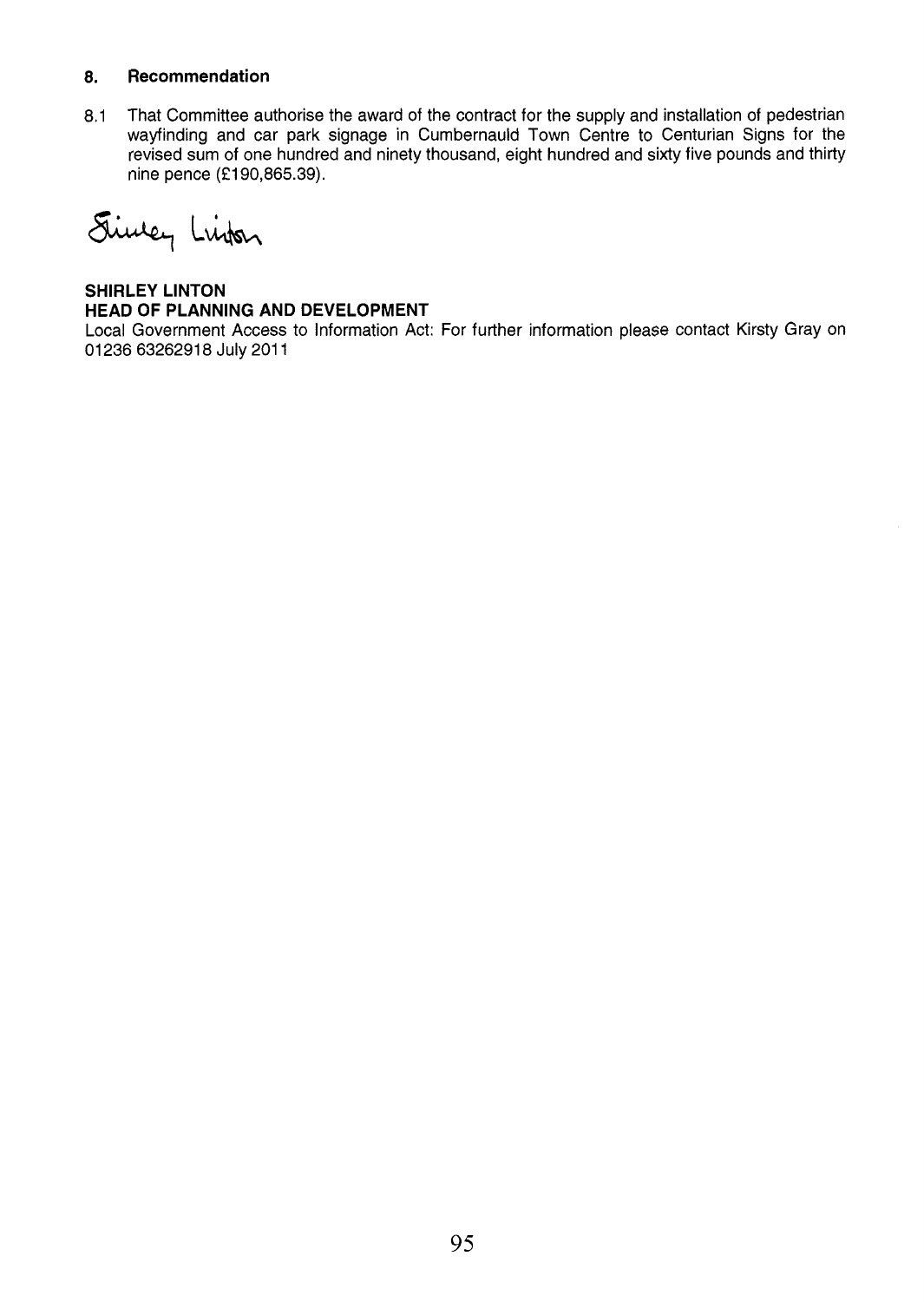## 8. Recommendation

8.1 That Committee authorise the award of the contract for the supply and installation of pedestrian wayfinding and car park signage in Cumbernauld Town Centre to Centurian Signs for the revised sum of one hundred and ninety thousand, eight hundred and sixty five pounds and thirty nine pence (£190,865.39).

Shirley Linton

**SHIRLEY LINTON**
**HEAD OF PLANNING AND DEVELOPMENT**
Local Government Access to Information Act: For further information please contact Kirsty Gray on 01236 63262918 July 2011